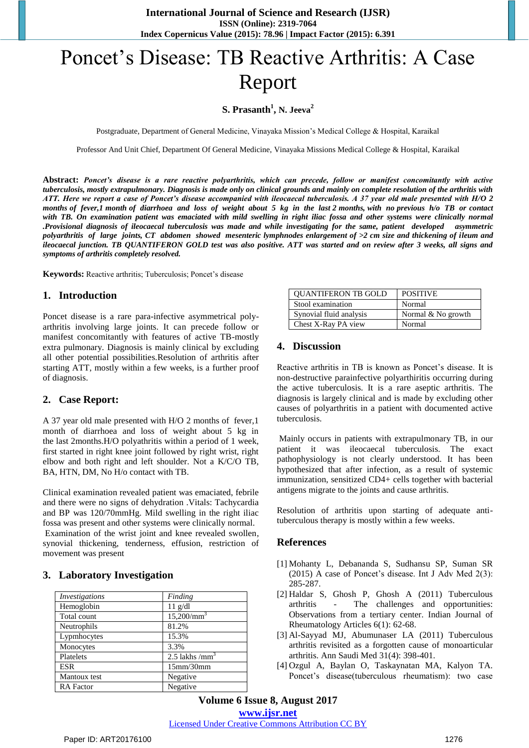# Poncet's Disease: TB Reactive Arthritis: A Case Report

**S. Prasanth[1], N. Jeeva[2]**

Postgraduate, Department of General Medicine, Vinayaka Mission's Medical College & Hospital, Karaikal

Professor And Unit Chief, Department Of General Medicine, Vinayaka Missions Medical College & Hospital, Karaikal

**Abstract:** ***Poncet's disease is a rare reactive polyarthritis, which can precede, follow or manifest concomitantly with active tuberculosis, mostly extrapulmonary. Diagnosis is made only on clinical grounds and mainly on complete resolution of the arthritis with ATT. Here we report a case of Poncet's disease accompanied with ileocaecal tuberculosis. A 37 year old male presented with H/O 2 months of fever,1 month of diarrhoea and loss of weight about 5 kg in the last 2 months, with no previous h/o TB or contact with TB. On examination patient was emaciated with mild swelling in right iliac fossa and other systems were clinically normal .Provisional diagnosis of ileocaecal tuberculosis was made and while investigating for the same, patient developed asymmetric polyarthritis of large joints, CT abdomen showed mesenteric lymphnodes enlargement of >2 cm size and thickening of ileum and ileocaecal junction. TB QUANTIFERON GOLD test was also positive. ATT was started and on review after 3 weeks, all signs and symptoms of arthritis completely resolved.***

**Keywords:** Reactive arthritis; Tuberculosis; Poncet's disease

## 1. Introduction

Poncet disease is a rare para-infective asymmetrical poly-arthritis involving large joints. It can precede follow or manifest concomitantly with features of active TB-mostly extra pulmonary. Diagnosis is mainly clinical by excluding all other potential possibilities.Resolution of arthritis after starting ATT, mostly within a few weeks, is a further proof of diagnosis.

## 2. Case Report:

A 37 year old male presented with H/O 2 months of fever,1 month of diarrhoea and loss of weight about 5 kg in the last 2months.H/O polyathritis within a period of 1 week, first started in right knee joint followed by right wrist, right elbow and both right and left shoulder. Not a K/C/O TB, BA, HTN, DM, No H/o contact with TB.

Clinical examination revealed patient was emaciated, febrile and there were no signs of dehydration .Vitals: Tachycardia and BP was 120/70mmHg. Mild swelling in the right iliac fossa was present and other systems were clinically normal. Examination of the wrist joint and knee revealed swollen, synovial thickening, tenderness, effusion, restriction of movement was present

## 3. Laboratory Investigation

| *Investigations* | *Finding* |
|---|---|
| Hemoglobin | 11 g/dl |
| Total count | 15,200/mm$^3$ |
| Neutrophils | 81.2% |
| Lypmhocytes | 15.3% |
| Monocytes | 3.3% |
| Platelets | 2.5 lakhs /mm$^3$ |
| ESR | 15mm/30mm |
| Mantoux test | Negative |
| RA Factor | Negative |
| QUANTIFERON TB GOLD | POSITIVE |
| Stool examination | Normal |
| Synovial fluid analysis | Normal & No growth |
| Chest X-Ray PA view | Normal |

## 4. Discussion

Reactive arthritis in TB is known as Poncet's disease. It is non-destructive parainfective polyarthiritis occurring during the active tuberculosis. It is a rare aseptic arthritis. The diagnosis is largely clinical and is made by excluding other causes of polyarthritis in a patient with documented active tuberculosis.

Mainly occurs in patients with extrapulmonary TB, in our patient it was ileocaecal tuberculosis. The exact pathophysiology is not clearly understood. It has been hypothesized that after infection, as a result of systemic immunization, sensitized CD4+ cells together with bacterial antigens migrate to the joints and cause arthritis.

Resolution of arthritis upon starting of adequate anti-tuberculous therapy is mostly within a few weeks.

## References

[1] Mohanty L, Debananda S, Sudhansu SP, Suman SR (2015) A case of Poncet's disease. Int J Adv Med 2(3): 285-287.

[2] Haldar S, Ghosh P, Ghosh A (2011) Tuberculous arthritis - The challenges and opportunities: Observations from a tertiary center. Indian Journal of Rheumatology Articles 6(1): 62-68.

[3] Al-Sayyad MJ, Abumunaser LA (2011) Tuberculous arthritis revisited as a forgotten cause of monoarticular arthritis. Ann Saudi Med 31(4): 398-401.

[4] Ozgul A, Baylan O, Taskaynatan MA, Kalyon TA. Poncet's disease(tuberculous rheumatism): two case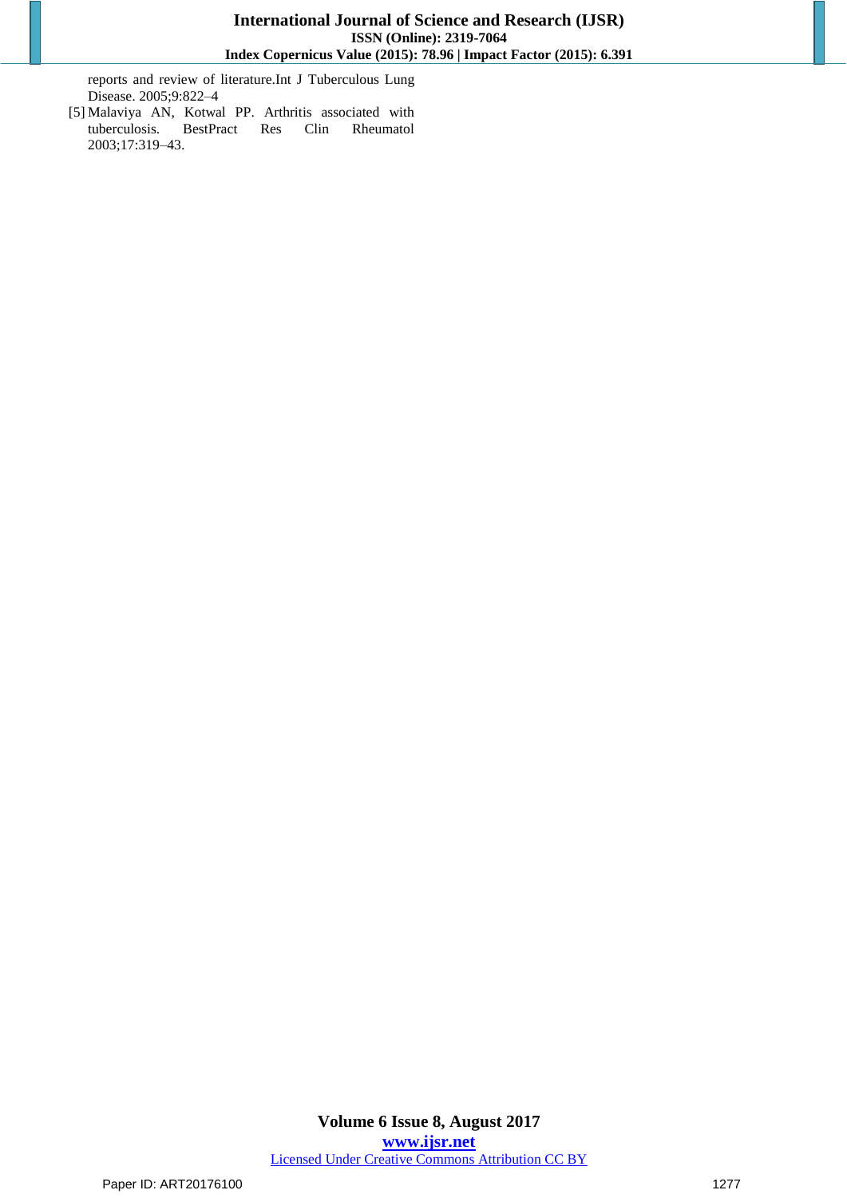reports and review of literature.Int J Tuberculous Lung Disease. 2005;9:822–4

[5] Malaviya AN, Kotwal PP. Arthritis associated with tuberculosis. BestPract Res Clin Rheumatol 2003;17:319–43.